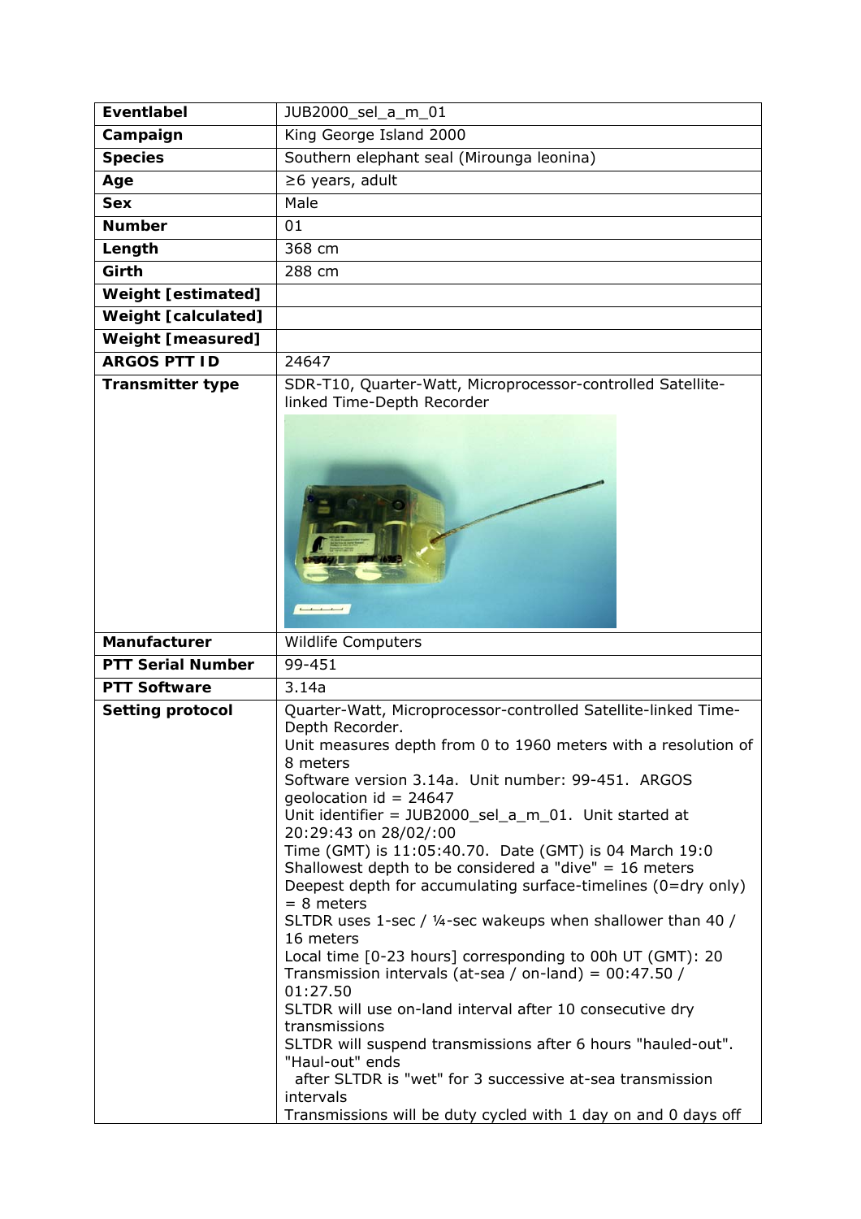| Eventlabel | JUB2000_sel_a_m_01 |
|---|---|
| Campaign | King George Island 2000 |
| Species | Southern elephant seal (Mirounga leonina) |
| Age | ≥6 years, adult |
| Sex | Male |
| Number | 01 |
| Length | 368 cm |
| Girth | 288 cm |
| Weight [estimated] | |
| Weight [calculated] | |
| Weight [measured] | |
| ARGOS PTT ID | 24647 |
| Transmitter type | SDR-T10, Quarter-Watt, Microprocessor-controlled Satellite-linked Time-Depth Recorder |
| Manufacturer | Wildlife Computers |
| PTT Serial Number | 99-451 |
| PTT Software | 3.14a |
| Setting protocol | Quarter-Watt, Microprocessor-controlled Satellite-linked Time-Depth Recorder. <br> Unit measures depth from 0 to 1960 meters with a resolution of 8 meters <br> Software version 3.14a. Unit number: 99-451. ARGOS geolocation id = 24647 <br> Unit identifier = JUB2000_sel_a_m_01. Unit started at 20:29:43 on 28/02/:00 <br> Time (GMT) is 11:05:40.70. Date (GMT) is 04 March 19:0 <br> Shallowest depth to be considered a "dive" = 16 meters <br> Deepest depth for accumulating surface-timelines (0=dry only) = 8 meters <br> SLTDR uses 1-sec / ¼-sec wakeups when shallower than 40 / 16 meters <br> Local time [0-23 hours] corresponding to 00h UT (GMT): 20 <br> Transmission intervals (at-sea / on-land) = 00:47.50 / 01:27.50 <br> SLTDR will use on-land interval after 10 consecutive dry transmissions <br> SLTDR will suspend transmissions after 6 hours "hauled-out". "Haul-out" ends after SLTDR is "wet" for 3 successive at-sea transmission intervals <br> Transmissions will be duty cycled with 1 day on and 0 days off |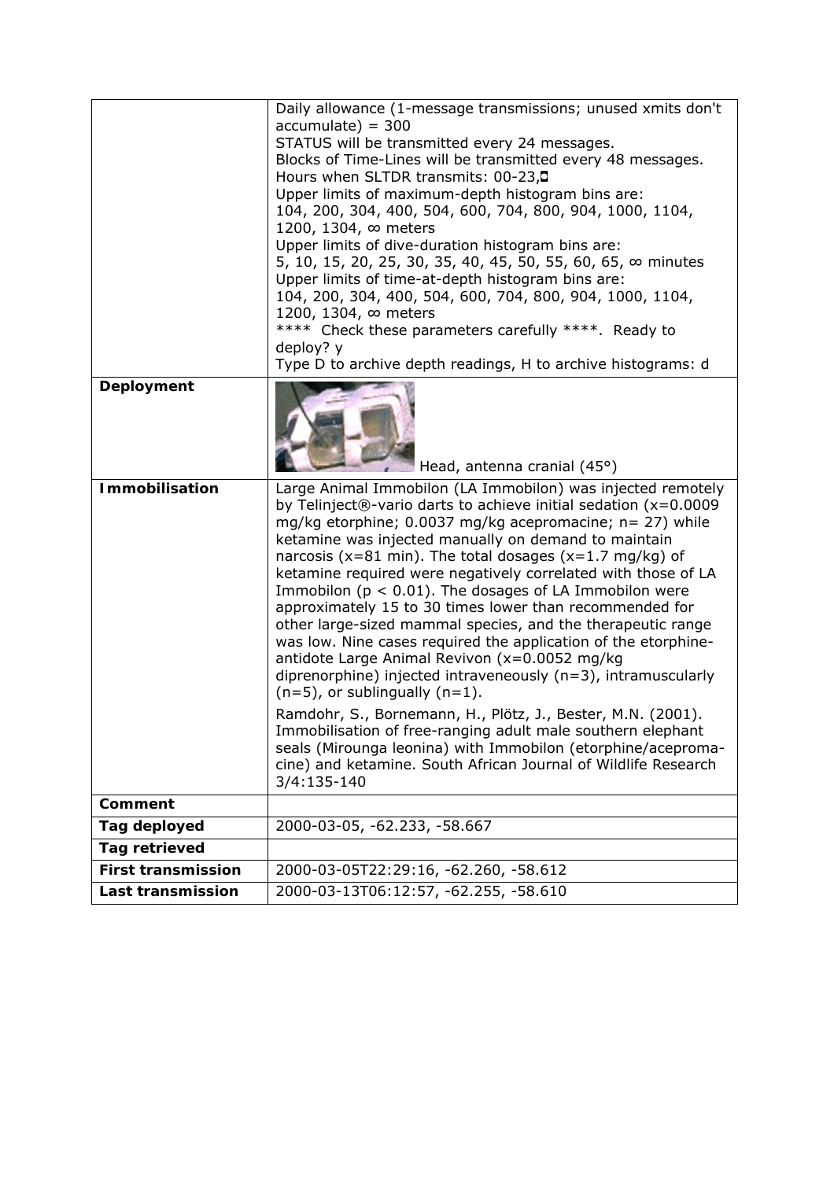| | |
|---|---|
| | Daily allowance (1-message transmissions; unused xmits don't accumulate) = 300<br>STATUS will be transmitted every 24 messages.<br>Blocks of Time-Lines will be transmitted every 48 messages.<br>Hours when SLTDR transmits: 00-23,<br>Upper limits of maximum-depth histogram bins are:<br>104, 200, 304, 400, 504, 600, 704, 800, 904, 1000, 1104, 1200, 1304, ∞ meters<br>Upper limits of dive-duration histogram bins are:<br>5, 10, 15, 20, 25, 30, 35, 40, 45, 50, 55, 60, 65, ∞ minutes<br>Upper limits of time-at-depth histogram bins are:<br>104, 200, 304, 400, 504, 600, 704, 800, 904, 1000, 1104, 1200, 1304, ∞ meters<br>**** Check these parameters carefully ****. Ready to deploy? y<br>Type D to archive depth readings, H to archive histograms: d |
| **Deployment** | Head, antenna cranial (45°) |
| **Immobilisation** | Large Animal Immobilon (LA Immobilon) was injected remotely by Telinject®-vario darts to achieve initial sedation (x=0.0009 mg/kg etorphine; 0.0037 mg/kg acepromacine; n= 27) while ketamine was injected manually on demand to maintain narcosis (x=81 min). The total dosages (x=1.7 mg/kg) of ketamine required were negatively correlated with those of LA Immobilon ($p < 0.01$). The dosages of LA Immobilon were approximately 15 to 30 times lower than recommended for other large-sized mammal species, and the therapeutic range was low. Nine cases required the application of the etorphine-antidote Large Animal Revivon (x=0.0052 mg/kg diprenorphine) injected intraveneously (n=3), intramuscularly (n=5), or sublingually (n=1).<br><br>Ramdohr, S., Bornemann, H., Plötz, J., Bester, M.N. (2001). Immobilisation of free-ranging adult male southern elephant seals (Mirounga leonina) with Immobilon (etorphine/acepromacine) and ketamine. South African Journal of Wildlife Research 3/4:135-140 |
| **Comment** | |
| **Tag deployed** | 2000-03-05, -62.233, -58.667 |
| **Tag retrieved** | |
| **First transmission** | 2000-03-05T22:29:16, -62.260, -58.612 |
| **Last transmission** | 2000-03-13T06:12:57, -62.255, -58.610 |